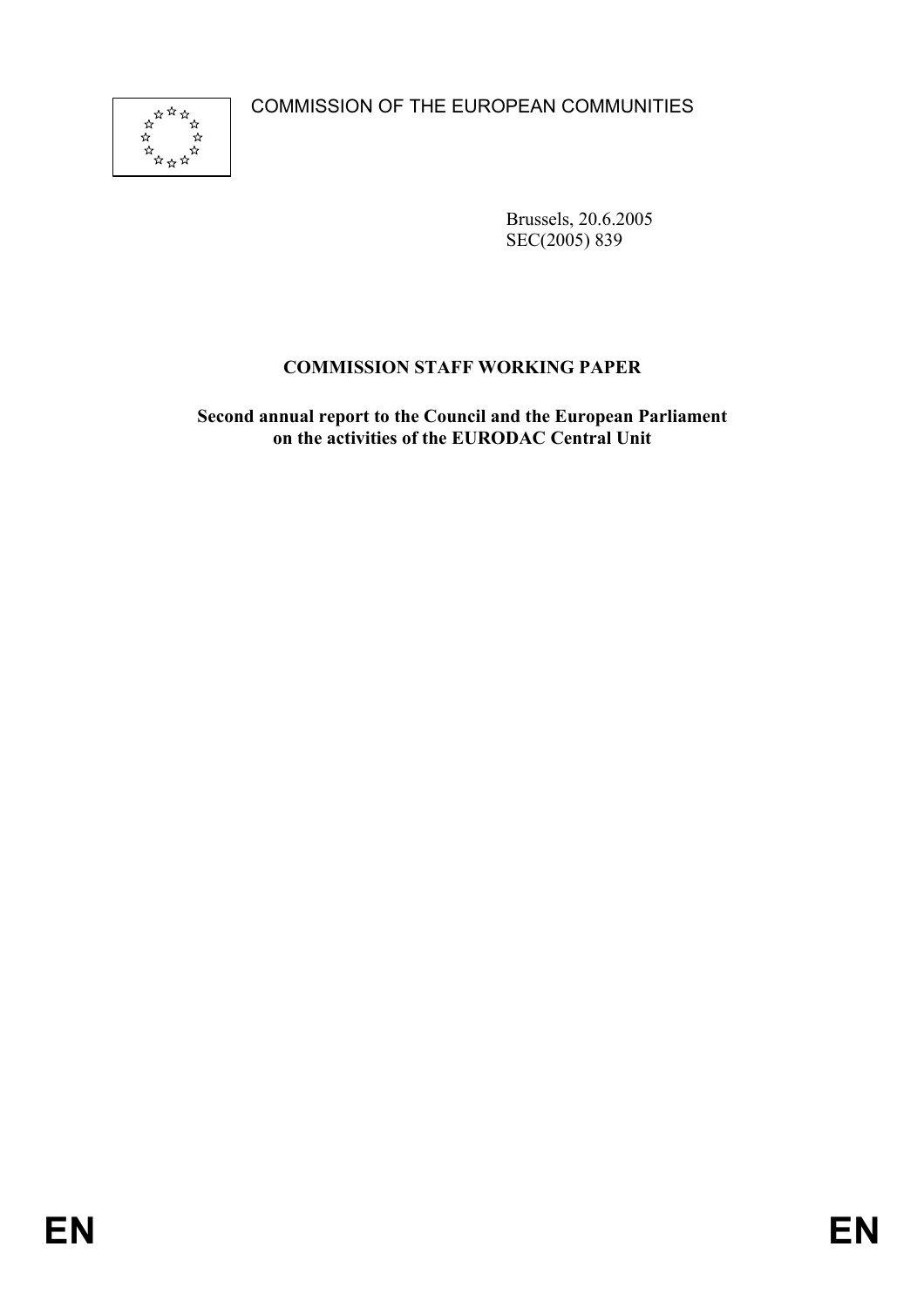COMMISSION OF THE EUROPEAN COMMUNITIES

Brussels, 20.6.2005
SEC(2005) 839

**COMMISSION STAFF WORKING PAPER**

**Second annual report to the Council and the European Parliament on the activities of the EURODAC Central Unit**

EN EN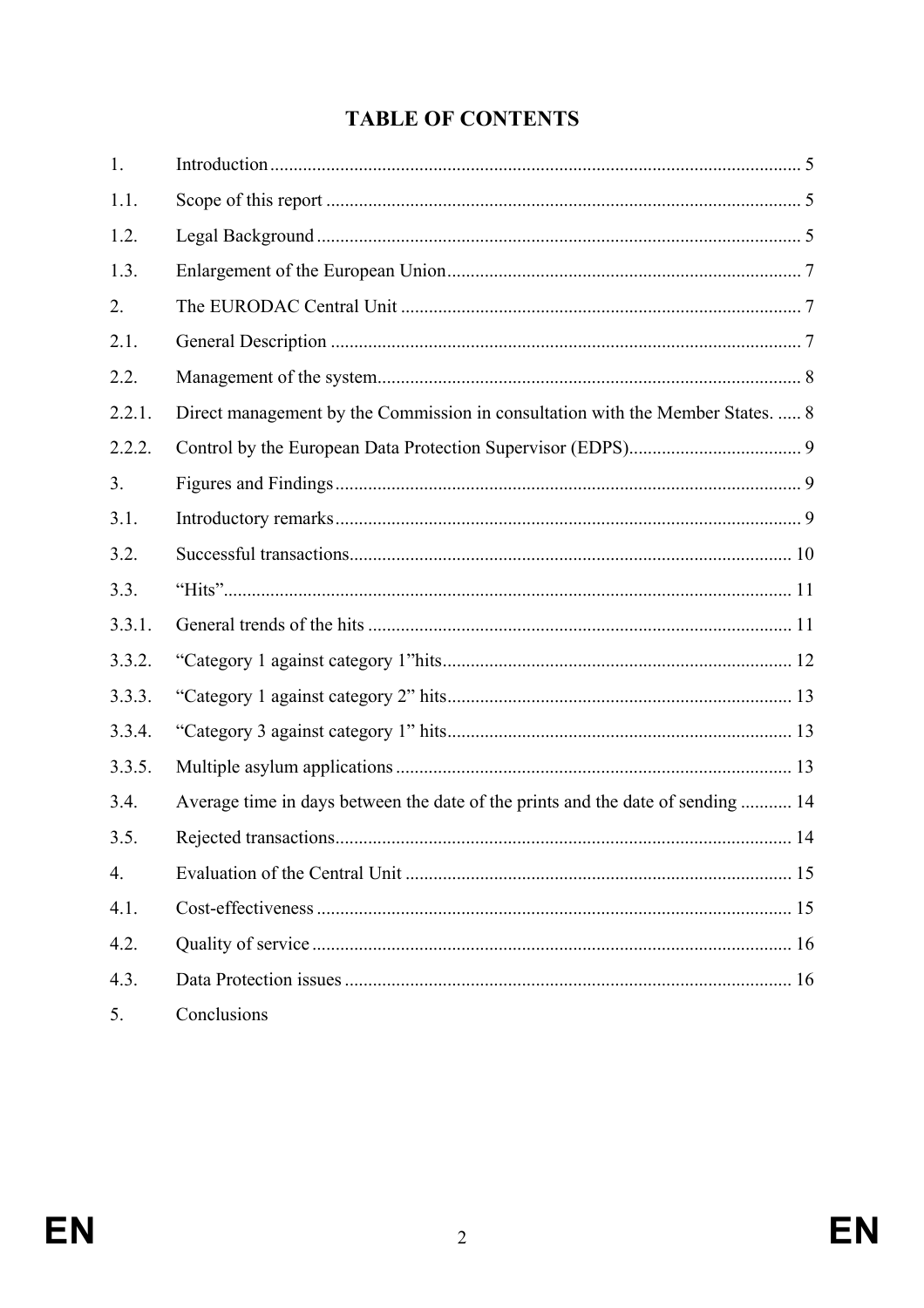# TABLE OF CONTENTS

| | | |
|---|---|---|
| 1. | Introduction | 5 |
| 1.1. | Scope of this report | 5 |
| 1.2. | Legal Background | 5 |
| 1.3. | Enlargement of the European Union | 7 |
| 2. | The EURODAC Central Unit | 7 |
| 2.1. | General Description | 7 |
| 2.2. | Management of the system | 8 |
| 2.2.1. | Direct management by the Commission in consultation with the Member States. | 8 |
| 2.2.2. | Control by the European Data Protection Supervisor (EDPS) | 9 |
| 3. | Figures and Findings | 9 |
| 3.1. | Introductory remarks | 9 |
| 3.2. | Successful transactions | 10 |
| 3.3. | "Hits" | 11 |
| 3.3.1. | General trends of the hits | 11 |
| 3.3.2. | "Category 1 against category 1"hits | 12 |
| 3.3.3. | "Category 1 against category 2" hits | 13 |
| 3.3.4. | "Category 3 against category 1" hits | 13 |
| 3.3.5. | Multiple asylum applications | 13 |
| 3.4. | Average time in days between the date of the prints and the date of sending | 14 |
| 3.5. | Rejected transactions | 14 |
| 4. | Evaluation of the Central Unit | 15 |
| 4.1. | Cost-effectiveness | 15 |
| 4.2. | Quality of service | 16 |
| 4.3. | Data Protection issues | 16 |
| 5. | Conclusions | |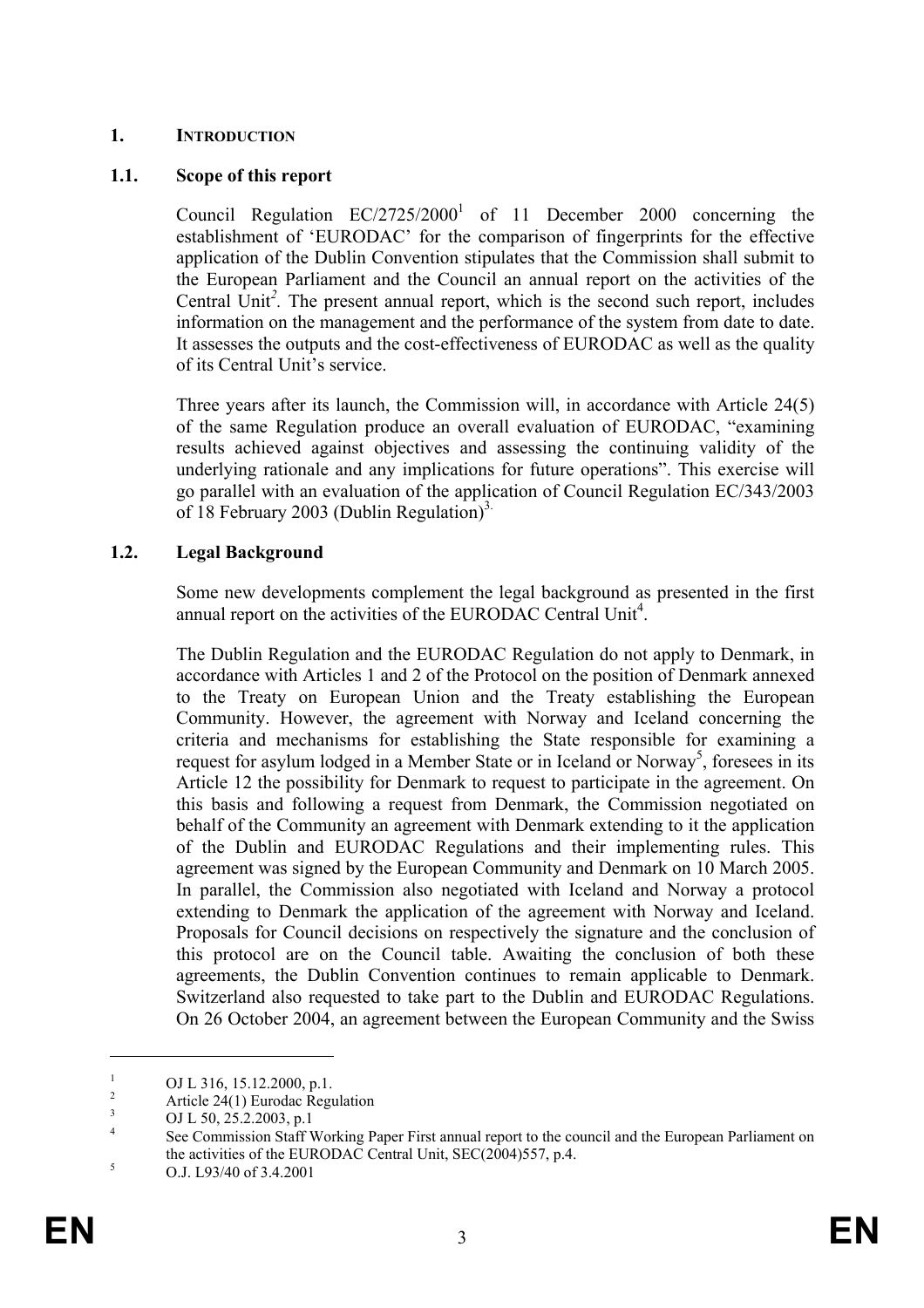# 1. INTRODUCTION

## 1.1. Scope of this report

Council Regulation EC/2725/2000[1] of 11 December 2000 concerning the establishment of 'EURODAC' for the comparison of fingerprints for the effective application of the Dublin Convention stipulates that the Commission shall submit to the European Parliament and the Council an annual report on the activities of the Central Unit[2]. The present annual report, which is the second such report, includes information on the management and the performance of the system from date to date. It assesses the outputs and the cost-effectiveness of EURODAC as well as the quality of its Central Unit's service.

Three years after its launch, the Commission will, in accordance with Article 24(5) of the same Regulation produce an overall evaluation of EURODAC, "examining results achieved against objectives and assessing the continuing validity of the underlying rationale and any implications for future operations". This exercise will go parallel with an evaluation of the application of Council Regulation EC/343/2003 of 18 February 2003 (Dublin Regulation)[3].

## 1.2. Legal Background

Some new developments complement the legal background as presented in the first annual report on the activities of the EURODAC Central Unit[4].

The Dublin Regulation and the EURODAC Regulation do not apply to Denmark, in accordance with Articles 1 and 2 of the Protocol on the position of Denmark annexed to the Treaty on European Union and the Treaty establishing the European Community. However, the agreement with Norway and Iceland concerning the criteria and mechanisms for establishing the State responsible for examining a request for asylum lodged in a Member State or in Iceland or Norway[5], foresees in its Article 12 the possibility for Denmark to request to participate in the agreement. On this basis and following a request from Denmark, the Commission negotiated on behalf of the Community an agreement with Denmark extending to it the application of the Dublin and EURODAC Regulations and their implementing rules. This agreement was signed by the European Community and Denmark on 10 March 2005. In parallel, the Commission also negotiated with Iceland and Norway a protocol extending to Denmark the application of the agreement with Norway and Iceland. Proposals for Council decisions on respectively the signature and the conclusion of this protocol are on the Council table. Awaiting the conclusion of both these agreements, the Dublin Convention continues to remain applicable to Denmark. Switzerland also requested to take part to the Dublin and EURODAC Regulations. On 26 October 2004, an agreement between the European Community and the Swiss

---

[1] OJ L 316, 15.12.2000, p.1.

[2] Article 24(1) Eurodac Regulation

[3] OJ L 50, 25.2.2003, p.1

[4] See Commission Staff Working Paper First annual report to the council and the European Parliament on the activities of the EURODAC Central Unit, SEC(2004)557, p.4.

[5] O.J. L93/40 of 3.4.2001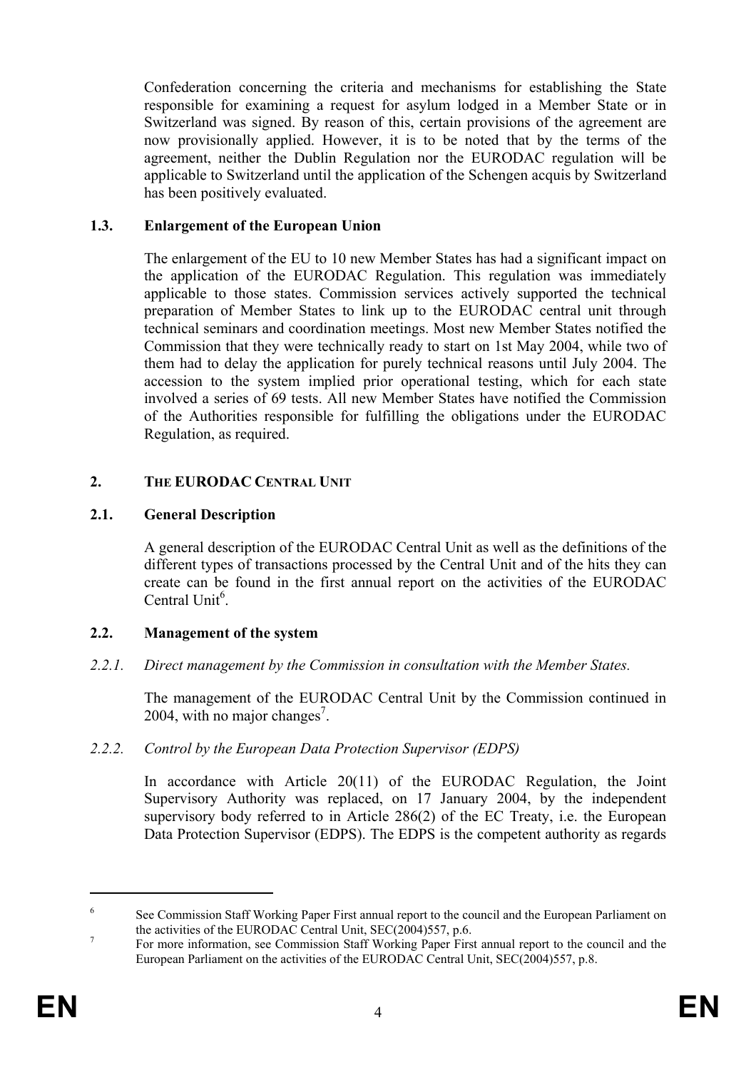Confederation concerning the criteria and mechanisms for establishing the State responsible for examining a request for asylum lodged in a Member State or in Switzerland was signed. By reason of this, certain provisions of the agreement are now provisionally applied. However, it is to be noted that by the terms of the agreement, neither the Dublin Regulation nor the EURODAC regulation will be applicable to Switzerland until the application of the Schengen acquis by Switzerland has been positively evaluated.

### 1.3. Enlargement of the European Union

The enlargement of the EU to 10 new Member States has had a significant impact on the application of the EURODAC Regulation. This regulation was immediately applicable to those states. Commission services actively supported the technical preparation of Member States to link up to the EURODAC central unit through technical seminars and coordination meetings. Most new Member States notified the Commission that they were technically ready to start on 1st May 2004, while two of them had to delay the application for purely technical reasons until July 2004. The accession to the system implied prior operational testing, which for each state involved a series of 69 tests. All new Member States have notified the Commission of the Authorities responsible for fulfilling the obligations under the EURODAC Regulation, as required.

## 2. THE EURODAC CENTRAL UNIT

### 2.1. General Description

A general description of the EURODAC Central Unit as well as the definitions of the different types of transactions processed by the Central Unit and of the hits they can create can be found in the first annual report on the activities of the EURODAC Central Unit[6].

### 2.2. Management of the system

#### *2.2.1. Direct management by the Commission in consultation with the Member States.*

The management of the EURODAC Central Unit by the Commission continued in 2004, with no major changes[7].

#### *2.2.2. Control by the European Data Protection Supervisor (EDPS)*

In accordance with Article 20(11) of the EURODAC Regulation, the Joint Supervisory Authority was replaced, on 17 January 2004, by the independent supervisory body referred to in Article 286(2) of the EC Treaty, i.e. the European Data Protection Supervisor (EDPS). The EDPS is the competent authority as regards

---

[6] See Commission Staff Working Paper First annual report to the council and the European Parliament on the activities of the EURODAC Central Unit, SEC(2004)557, p.6.

[7] For more information, see Commission Staff Working Paper First annual report to the council and the European Parliament on the activities of the EURODAC Central Unit, SEC(2004)557, p.8.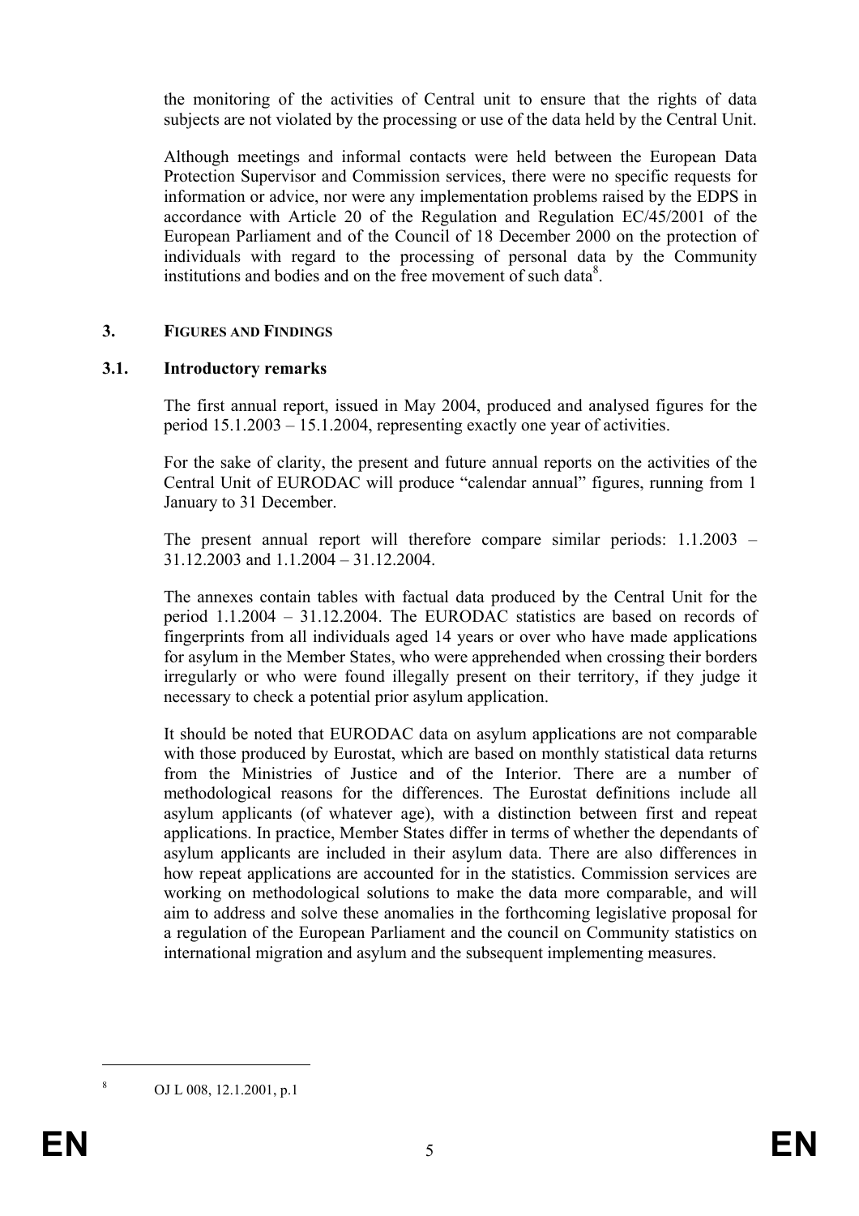the monitoring of the activities of Central unit to ensure that the rights of data subjects are not violated by the processing or use of the data held by the Central Unit.

Although meetings and informal contacts were held between the European Data Protection Supervisor and Commission services, there were no specific requests for information or advice, nor were any implementation problems raised by the EDPS in accordance with Article 20 of the Regulation and Regulation EC/45/2001 of the European Parliament and of the Council of 18 December 2000 on the protection of individuals with regard to the processing of personal data by the Community institutions and bodies and on the free movement of such data[8].

## 3. FIGURES AND FINDINGS

### 3.1. Introductory remarks

The first annual report, issued in May 2004, produced and analysed figures for the period 15.1.2003 – 15.1.2004, representing exactly one year of activities.

For the sake of clarity, the present and future annual reports on the activities of the Central Unit of EURODAC will produce "calendar annual" figures, running from 1 January to 31 December.

The present annual report will therefore compare similar periods: 1.1.2003 – 31.12.2003 and 1.1.2004 – 31.12.2004.

The annexes contain tables with factual data produced by the Central Unit for the period 1.1.2004 – 31.12.2004. The EURODAC statistics are based on records of fingerprints from all individuals aged 14 years or over who have made applications for asylum in the Member States, who were apprehended when crossing their borders irregularly or who were found illegally present on their territory, if they judge it necessary to check a potential prior asylum application.

It should be noted that EURODAC data on asylum applications are not comparable with those produced by Eurostat, which are based on monthly statistical data returns from the Ministries of Justice and of the Interior. There are a number of methodological reasons for the differences. The Eurostat definitions include all asylum applicants (of whatever age), with a distinction between first and repeat applications. In practice, Member States differ in terms of whether the dependants of asylum applicants are included in their asylum data. There are also differences in how repeat applications are accounted for in the statistics. Commission services are working on methodological solutions to make the data more comparable, and will aim to address and solve these anomalies in the forthcoming legislative proposal for a regulation of the European Parliament and the council on Community statistics on international migration and asylum and the subsequent implementing measures.

---

[8] OJ L 008, 12.1.2001, p.1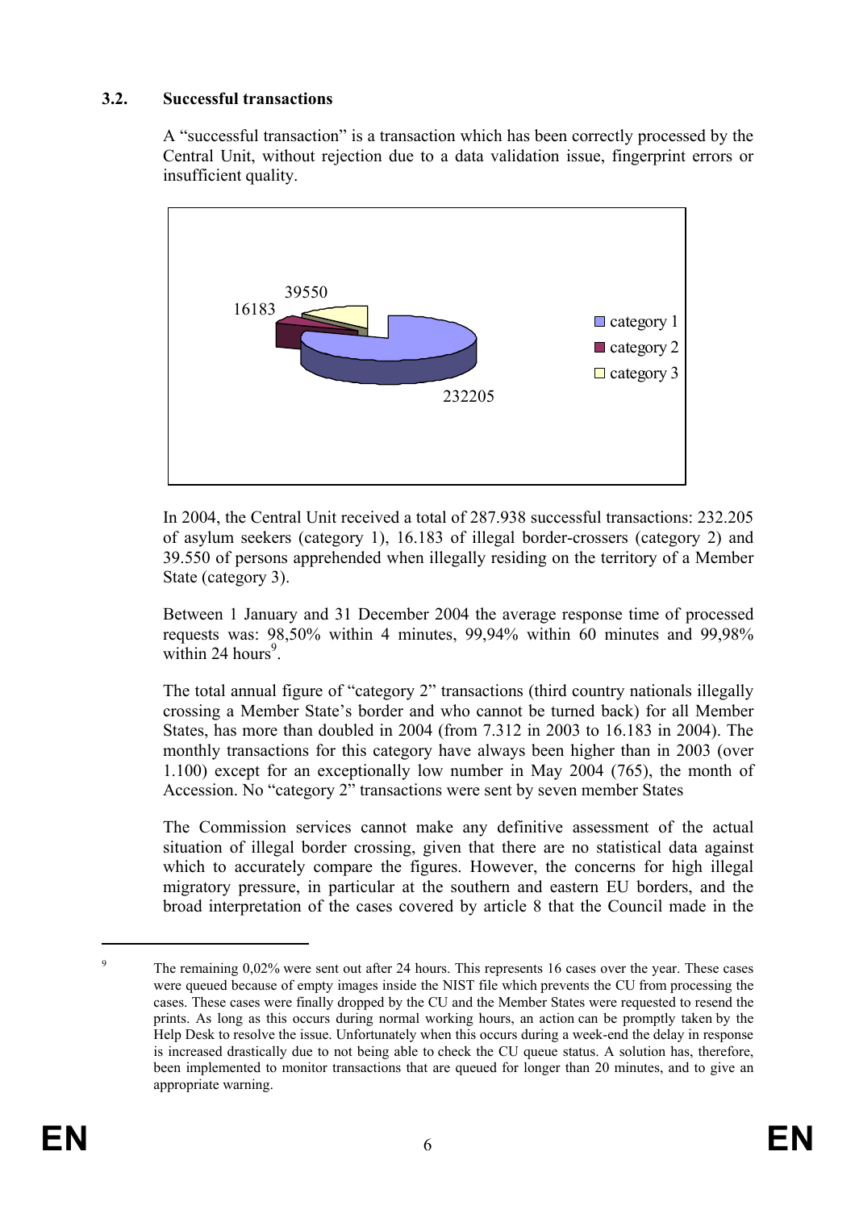### 3.2. Successful transactions

A "successful transaction" is a transaction which has been correctly processed by the Central Unit, without rejection due to a data validation issue, fingerprint errors or insufficient quality.

In 2004, the Central Unit received a total of 287.938 successful transactions: 232.205 of asylum seekers (category 1), 16.183 of illegal border-crossers (category 2) and 39.550 of persons apprehended when illegally residing on the territory of a Member State (category 3).

Between 1 January and 31 December 2004 the average response time of processed requests was: 98,50% within 4 minutes, 99,94% within 60 minutes and 99,98% within 24 hours[9].

The total annual figure of "category 2" transactions (third country nationals illegally crossing a Member State's border and who cannot be turned back) for all Member States, has more than doubled in 2004 (from 7.312 in 2003 to 16.183 in 2004). The monthly transactions for this category have always been higher than in 2003 (over 1.100) except for an exceptionally low number in May 2004 (765), the month of Accession. No "category 2" transactions were sent by seven member States

The Commission services cannot make any definitive assessment of the actual situation of illegal border crossing, given that there are no statistical data against which to accurately compare the figures. However, the concerns for high illegal migratory pressure, in particular at the southern and eastern EU borders, and the broad interpretation of the cases covered by article 8 that the Council made in the

[9] The remaining 0,02% were sent out after 24 hours. This represents 16 cases over the year. These cases were queued because of empty images inside the NIST file which prevents the CU from processing the cases. These cases were finally dropped by the CU and the Member States were requested to resend the prints. As long as this occurs during normal working hours, an action can be promptly taken by the Help Desk to resolve the issue. Unfortunately when this occurs during a week-end the delay in response is increased drastically due to not being able to check the CU queue status. A solution has, therefore, been implemented to monitor transactions that are queued for longer than 20 minutes, and to give an appropriate warning.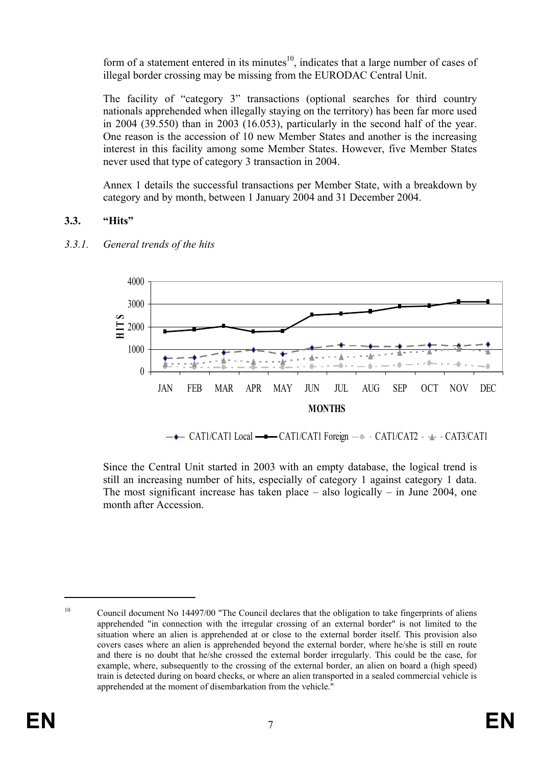form of a statement entered in its minutes[10], indicates that a large number of cases of illegal border crossing may be missing from the EURODAC Central Unit.

The facility of "category 3" transactions (optional searches for third country nationals apprehended when illegally staying on the territory) has been far more used in 2004 (39.550) than in 2003 (16.053), particularly in the second half of the year. One reason is the accession of 10 new Member States and another is the increasing interest in this facility among some Member States. However, five Member States never used that type of category 3 transaction in 2004.

Annex 1 details the successful transactions per Member State, with a breakdown by category and by month, between 1 January 2004 and 31 December 2004.

### 3.3. "Hits"

#### *3.3.1. General trends of the hits*

Since the Central Unit started in 2003 with an empty database, the logical trend is still an increasing number of hits, especially of category 1 against category 1 data. The most significant increase has taken place – also logically – in June 2004, one month after Accession.

---

[10] Council document No 14497/00 "The Council declares that the obligation to take fingerprints of aliens apprehended "in connection with the irregular crossing of an external border" is not limited to the situation where an alien is apprehended at or close to the external border itself. This provision also covers cases where an alien is apprehended beyond the external border, where he/she is still en route and there is no doubt that he/she crossed the external border irregularly. This could be the case, for example, where, subsequently to the crossing of the external border, an alien on board a (high speed) train is detected during on board checks, or where an alien transported in a sealed commercial vehicle is apprehended at the moment of disembarkation from the vehicle."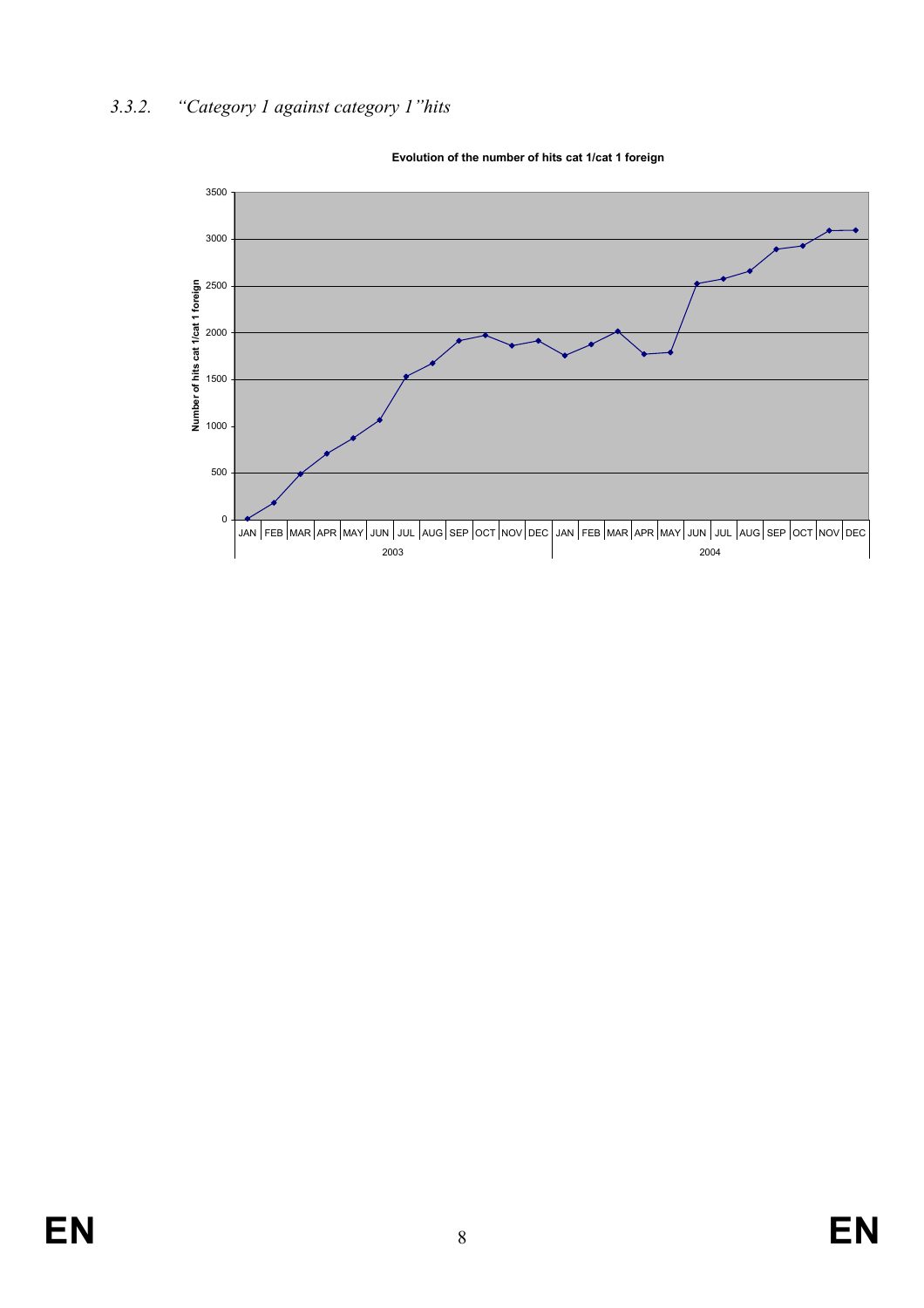### *3.3.2. "Category 1 against category 1"hits*

**Evolution of the number of hits cat 1/cat 1 foreign**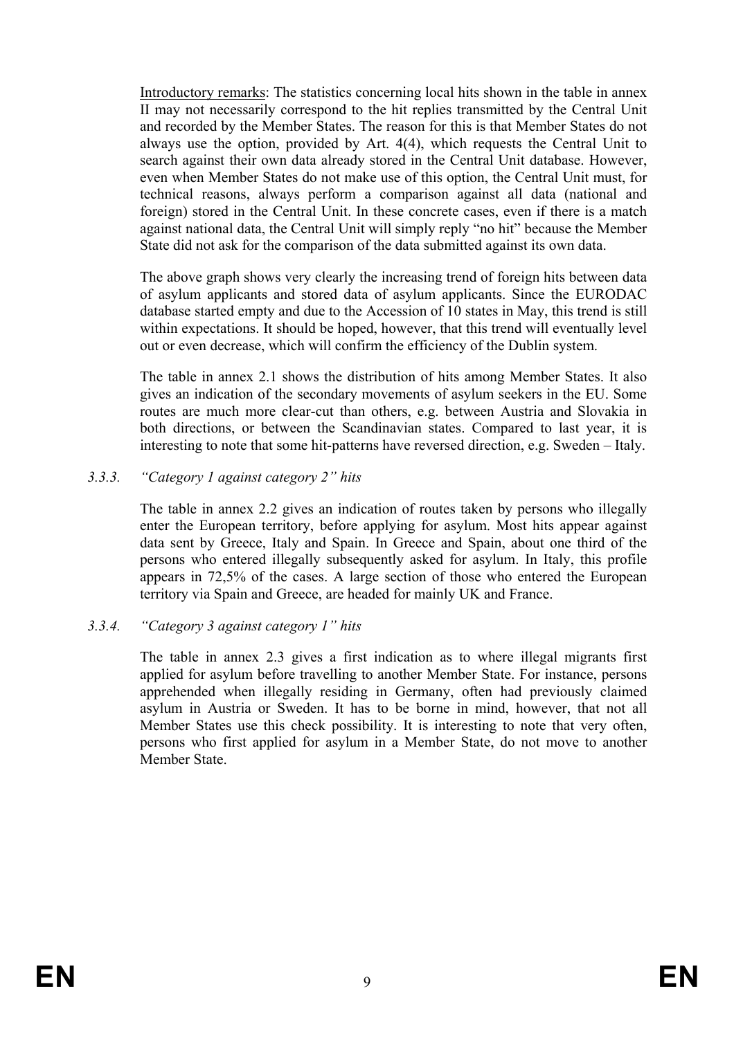Introductory remarks: The statistics concerning local hits shown in the table in annex II may not necessarily correspond to the hit replies transmitted by the Central Unit and recorded by the Member States. The reason for this is that Member States do not always use the option, provided by Art. 4(4), which requests the Central Unit to search against their own data already stored in the Central Unit database. However, even when Member States do not make use of this option, the Central Unit must, for technical reasons, always perform a comparison against all data (national and foreign) stored in the Central Unit. In these concrete cases, even if there is a match against national data, the Central Unit will simply reply "no hit" because the Member State did not ask for the comparison of the data submitted against its own data.

The above graph shows very clearly the increasing trend of foreign hits between data of asylum applicants and stored data of asylum applicants. Since the EURODAC database started empty and due to the Accession of 10 states in May, this trend is still within expectations. It should be hoped, however, that this trend will eventually level out or even decrease, which will confirm the efficiency of the Dublin system.

The table in annex 2.1 shows the distribution of hits among Member States. It also gives an indication of the secondary movements of asylum seekers in the EU. Some routes are much more clear-cut than others, e.g. between Austria and Slovakia in both directions, or between the Scandinavian states. Compared to last year, it is interesting to note that some hit-patterns have reversed direction, e.g. Sweden – Italy.

### *3.3.3. "Category 1 against category 2" hits*

The table in annex 2.2 gives an indication of routes taken by persons who illegally enter the European territory, before applying for asylum. Most hits appear against data sent by Greece, Italy and Spain. In Greece and Spain, about one third of the persons who entered illegally subsequently asked for asylum. In Italy, this profile appears in 72,5% of the cases. A large section of those who entered the European territory via Spain and Greece, are headed for mainly UK and France.

### *3.3.4. "Category 3 against category 1" hits*

The table in annex 2.3 gives a first indication as to where illegal migrants first applied for asylum before travelling to another Member State. For instance, persons apprehended when illegally residing in Germany, often had previously claimed asylum in Austria or Sweden. It has to be borne in mind, however, that not all Member States use this check possibility. It is interesting to note that very often, persons who first applied for asylum in a Member State, do not move to another Member State.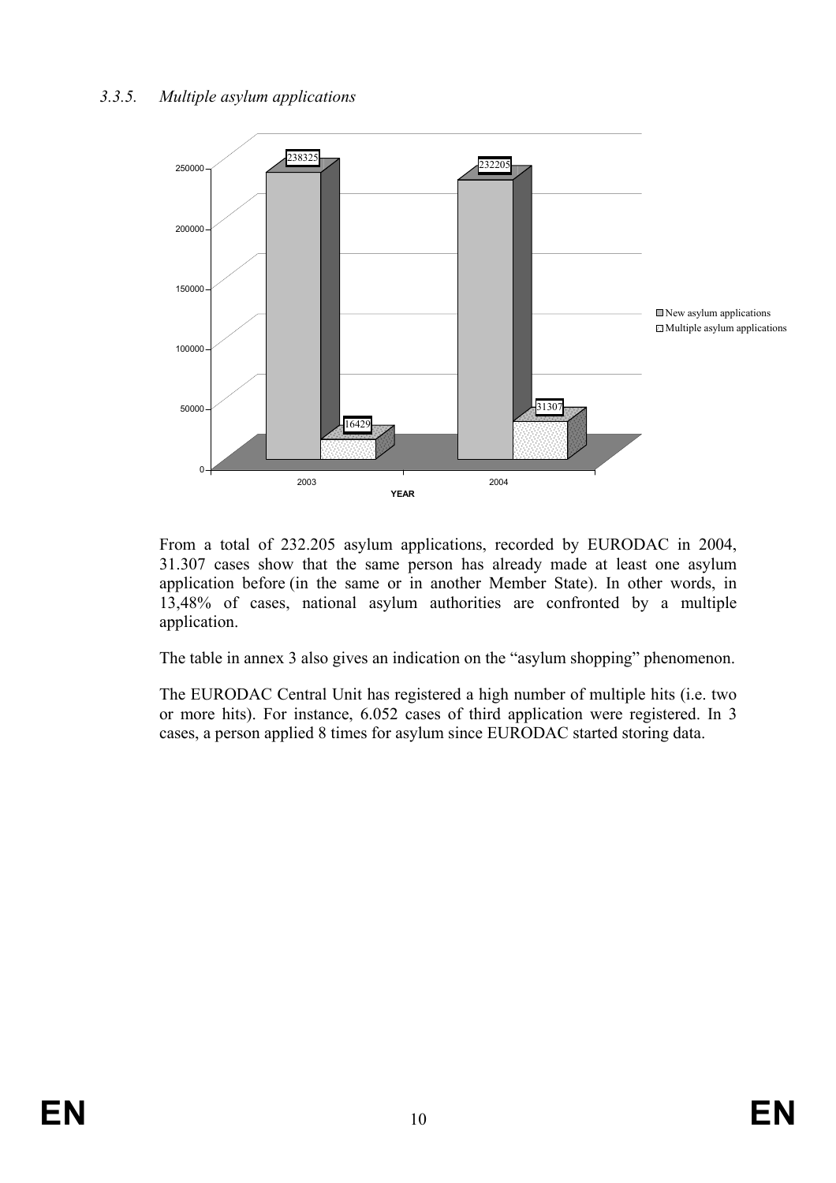### *3.3.5. Multiple asylum applications*

| YEAR | New asylum applications | Multiple asylum applications |
|---|---|---|
| 2003 | 238325 | 16429 |
| 2004 | 232205 | 31307 |

From a total of 232.205 asylum applications, recorded by EURODAC in 2004, 31.307 cases show that the same person has already made at least one asylum application before (in the same or in another Member State). In other words, in 13,48% of cases, national asylum authorities are confronted by a multiple application.

The table in annex 3 also gives an indication on the "asylum shopping" phenomenon.

The EURODAC Central Unit has registered a high number of multiple hits (i.e. two or more hits). For instance, 6.052 cases of third application were registered. In 3 cases, a person applied 8 times for asylum since EURODAC started storing data.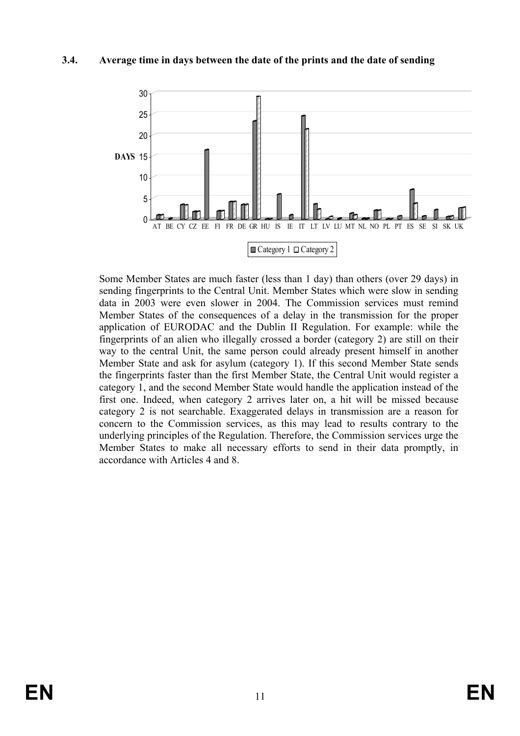### 3.4. Average time in days between the date of the prints and the date of sending

Some Member States are much faster (less than 1 day) than others (over 29 days) in sending fingerprints to the Central Unit. Member States which were slow in sending data in 2003 were even slower in 2004. The Commission services must remind Member States of the consequences of a delay in the transmission for the proper application of EURODAC and the Dublin II Regulation. For example: while the fingerprints of an alien who illegally crossed a border (category 2) are still on their way to the central Unit, the same person could already present himself in another Member State and ask for asylum (category 1). If this second Member State sends the fingerprints faster than the first Member State, the Central Unit would register a category 1, and the second Member State would handle the application instead of the first one. Indeed, when category 2 arrives later on, a hit will be missed because category 2 is not searchable. Exaggerated delays in transmission are a reason for concern to the Commission services, as this may lead to results contrary to the underlying principles of the Regulation. Therefore, the Commission services urge the Member States to make all necessary efforts to send in their data promptly, in accordance with Articles 4 and 8.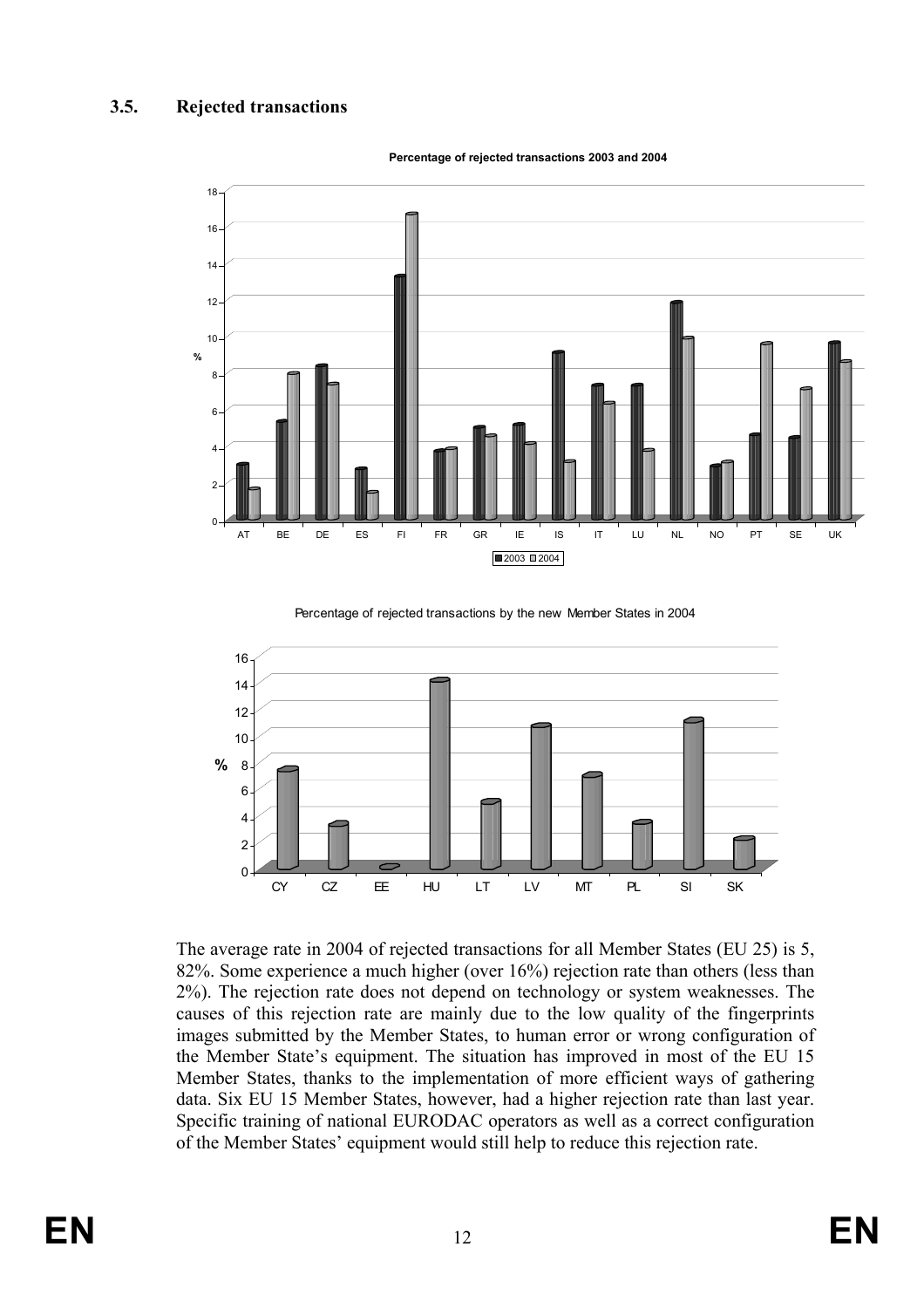### 3.5. Rejected transactions

Percentage of rejected transactions 2003 and 2004

Percentage of rejected transactions by the new Member States in 2004

The average rate in 2004 of rejected transactions for all Member States (EU 25) is 5, 82%. Some experience a much higher (over 16%) rejection rate than others (less than 2%). The rejection rate does not depend on technology or system weaknesses. The causes of this rejection rate are mainly due to the low quality of the fingerprints images submitted by the Member States, to human error or wrong configuration of the Member State's equipment. The situation has improved in most of the EU 15 Member States, thanks to the implementation of more efficient ways of gathering data. Six EU 15 Member States, however, had a higher rejection rate than last year. Specific training of national EURODAC operators as well as a correct configuration of the Member States' equipment would still help to reduce this rejection rate.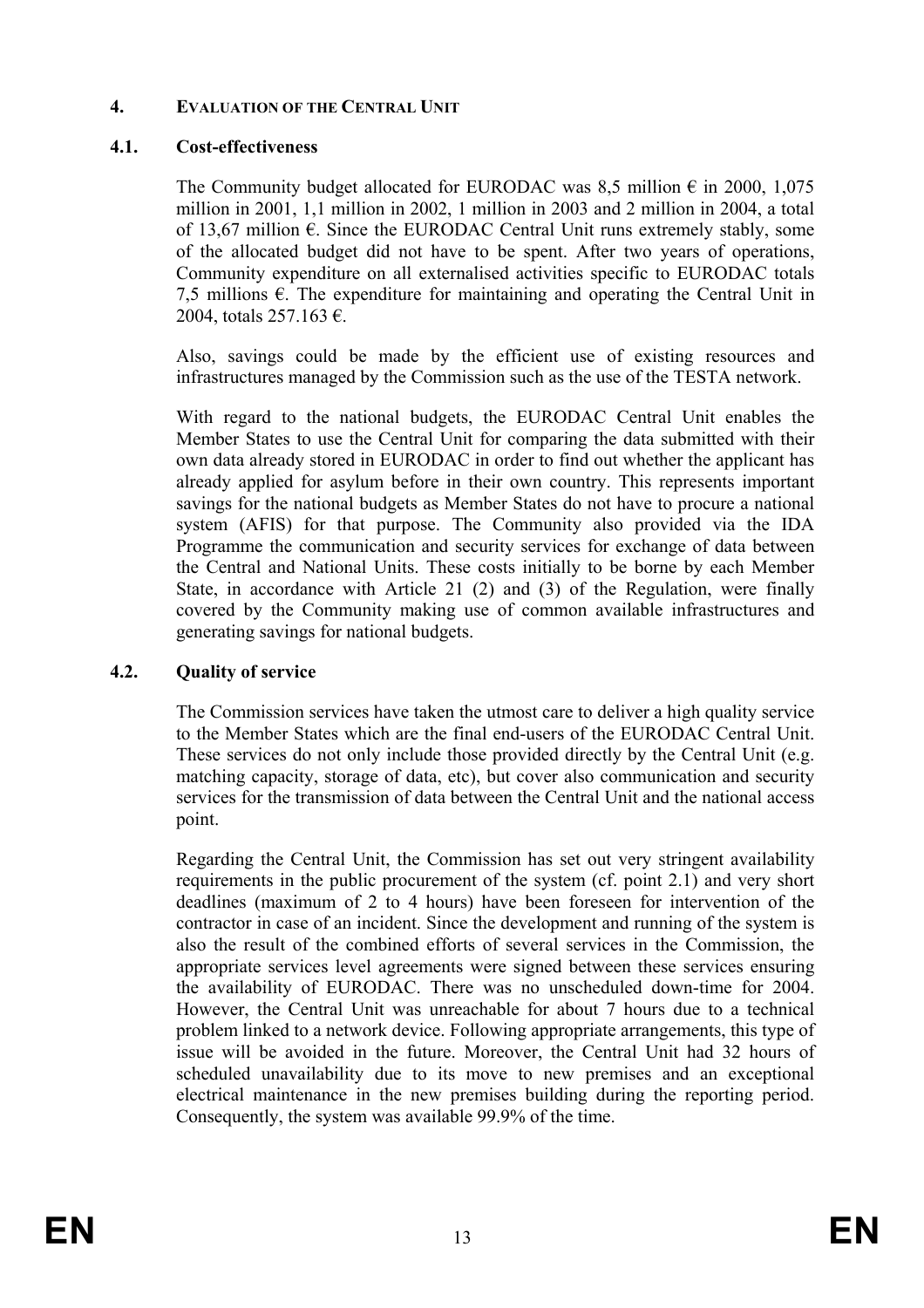## 4. EVALUATION OF THE CENTRAL UNIT

### 4.1. Cost-effectiveness

The Community budget allocated for EURODAC was 8,5 million € in 2000, 1,075 million in 2001, 1,1 million in 2002, 1 million in 2003 and 2 million in 2004, a total of 13,67 million €. Since the EURODAC Central Unit runs extremely stably, some of the allocated budget did not have to be spent. After two years of operations, Community expenditure on all externalised activities specific to EURODAC totals 7,5 millions €. The expenditure for maintaining and operating the Central Unit in 2004, totals 257.163 €.

Also, savings could be made by the efficient use of existing resources and infrastructures managed by the Commission such as the use of the TESTA network.

With regard to the national budgets, the EURODAC Central Unit enables the Member States to use the Central Unit for comparing the data submitted with their own data already stored in EURODAC in order to find out whether the applicant has already applied for asylum before in their own country. This represents important savings for the national budgets as Member States do not have to procure a national system (AFIS) for that purpose. The Community also provided via the IDA Programme the communication and security services for exchange of data between the Central and National Units. These costs initially to be borne by each Member State, in accordance with Article 21 (2) and (3) of the Regulation, were finally covered by the Community making use of common available infrastructures and generating savings for national budgets.

### 4.2. Quality of service

The Commission services have taken the utmost care to deliver a high quality service to the Member States which are the final end-users of the EURODAC Central Unit. These services do not only include those provided directly by the Central Unit (e.g. matching capacity, storage of data, etc), but cover also communication and security services for the transmission of data between the Central Unit and the national access point.

Regarding the Central Unit, the Commission has set out very stringent availability requirements in the public procurement of the system (cf. point 2.1) and very short deadlines (maximum of 2 to 4 hours) have been foreseen for intervention of the contractor in case of an incident. Since the development and running of the system is also the result of the combined efforts of several services in the Commission, the appropriate services level agreements were signed between these services ensuring the availability of EURODAC. There was no unscheduled down-time for 2004. However, the Central Unit was unreachable for about 7 hours due to a technical problem linked to a network device. Following appropriate arrangements, this type of issue will be avoided in the future. Moreover, the Central Unit had 32 hours of scheduled unavailability due to its move to new premises and an exceptional electrical maintenance in the new premises building during the reporting period. Consequently, the system was available 99.9% of the time.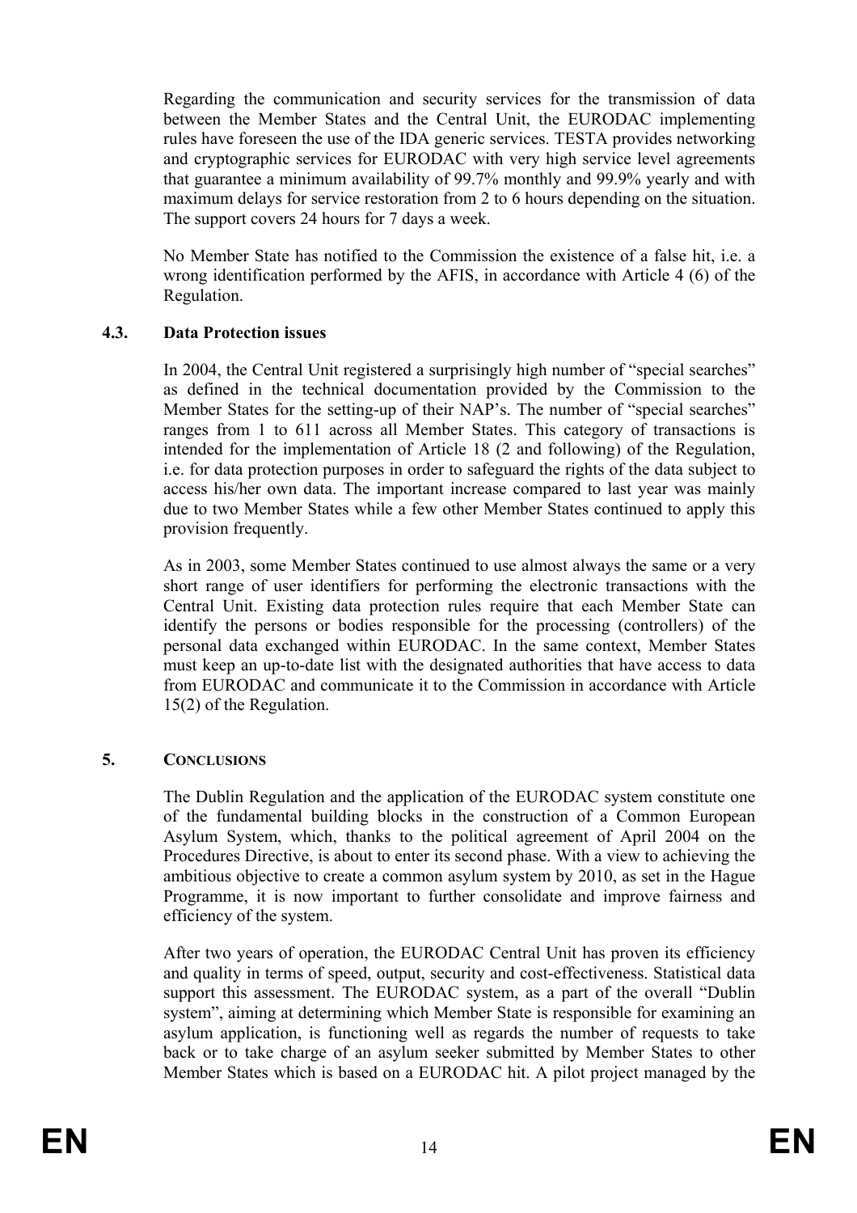Regarding the communication and security services for the transmission of data between the Member States and the Central Unit, the EURODAC implementing rules have foreseen the use of the IDA generic services. TESTA provides networking and cryptographic services for EURODAC with very high service level agreements that guarantee a minimum availability of 99.7% monthly and 99.9% yearly and with maximum delays for service restoration from 2 to 6 hours depending on the situation. The support covers 24 hours for 7 days a week.

No Member State has notified to the Commission the existence of a false hit, i.e. a wrong identification performed by the AFIS, in accordance with Article 4 (6) of the Regulation.

### 4.3. Data Protection issues

In 2004, the Central Unit registered a surprisingly high number of "special searches" as defined in the technical documentation provided by the Commission to the Member States for the setting-up of their NAP's. The number of "special searches" ranges from 1 to 611 across all Member States. This category of transactions is intended for the implementation of Article 18 (2 and following) of the Regulation, i.e. for data protection purposes in order to safeguard the rights of the data subject to access his/her own data. The important increase compared to last year was mainly due to two Member States while a few other Member States continued to apply this provision frequently.

As in 2003, some Member States continued to use almost always the same or a very short range of user identifiers for performing the electronic transactions with the Central Unit. Existing data protection rules require that each Member State can identify the persons or bodies responsible for the processing (controllers) of the personal data exchanged within EURODAC. In the same context, Member States must keep an up-to-date list with the designated authorities that have access to data from EURODAC and communicate it to the Commission in accordance with Article 15(2) of the Regulation.

## 5. Conclusions

The Dublin Regulation and the application of the EURODAC system constitute one of the fundamental building blocks in the construction of a Common European Asylum System, which, thanks to the political agreement of April 2004 on the Procedures Directive, is about to enter its second phase. With a view to achieving the ambitious objective to create a common asylum system by 2010, as set in the Hague Programme, it is now important to further consolidate and improve fairness and efficiency of the system.

After two years of operation, the EURODAC Central Unit has proven its efficiency and quality in terms of speed, output, security and cost-effectiveness. Statistical data support this assessment. The EURODAC system, as a part of the overall "Dublin system", aiming at determining which Member State is responsible for examining an asylum application, is functioning well as regards the number of requests to take back or to take charge of an asylum seeker submitted by Member States to other Member States which is based on a EURODAC hit. A pilot project managed by the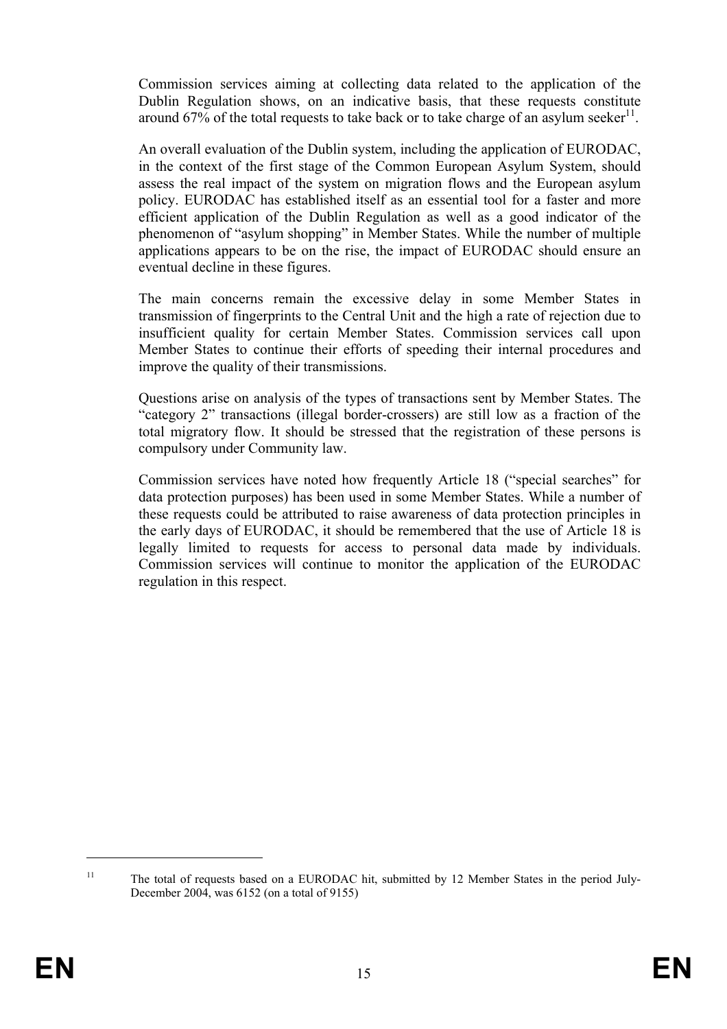Commission services aiming at collecting data related to the application of the Dublin Regulation shows, on an indicative basis, that these requests constitute around 67% of the total requests to take back or to take charge of an asylum seeker[11].

An overall evaluation of the Dublin system, including the application of EURODAC, in the context of the first stage of the Common European Asylum System, should assess the real impact of the system on migration flows and the European asylum policy. EURODAC has established itself as an essential tool for a faster and more efficient application of the Dublin Regulation as well as a good indicator of the phenomenon of "asylum shopping" in Member States. While the number of multiple applications appears to be on the rise, the impact of EURODAC should ensure an eventual decline in these figures.

The main concerns remain the excessive delay in some Member States in transmission of fingerprints to the Central Unit and the high a rate of rejection due to insufficient quality for certain Member States. Commission services call upon Member States to continue their efforts of speeding their internal procedures and improve the quality of their transmissions.

Questions arise on analysis of the types of transactions sent by Member States. The "category 2" transactions (illegal border-crossers) are still low as a fraction of the total migratory flow. It should be stressed that the registration of these persons is compulsory under Community law.

Commission services have noted how frequently Article 18 ("special searches" for data protection purposes) has been used in some Member States. While a number of these requests could be attributed to raise awareness of data protection principles in the early days of EURODAC, it should be remembered that the use of Article 18 is legally limited to requests for access to personal data made by individuals. Commission services will continue to monitor the application of the EURODAC regulation in this respect.

---

[11] The total of requests based on a EURODAC hit, submitted by 12 Member States in the period July-December 2004, was 6152 (on a total of 9155)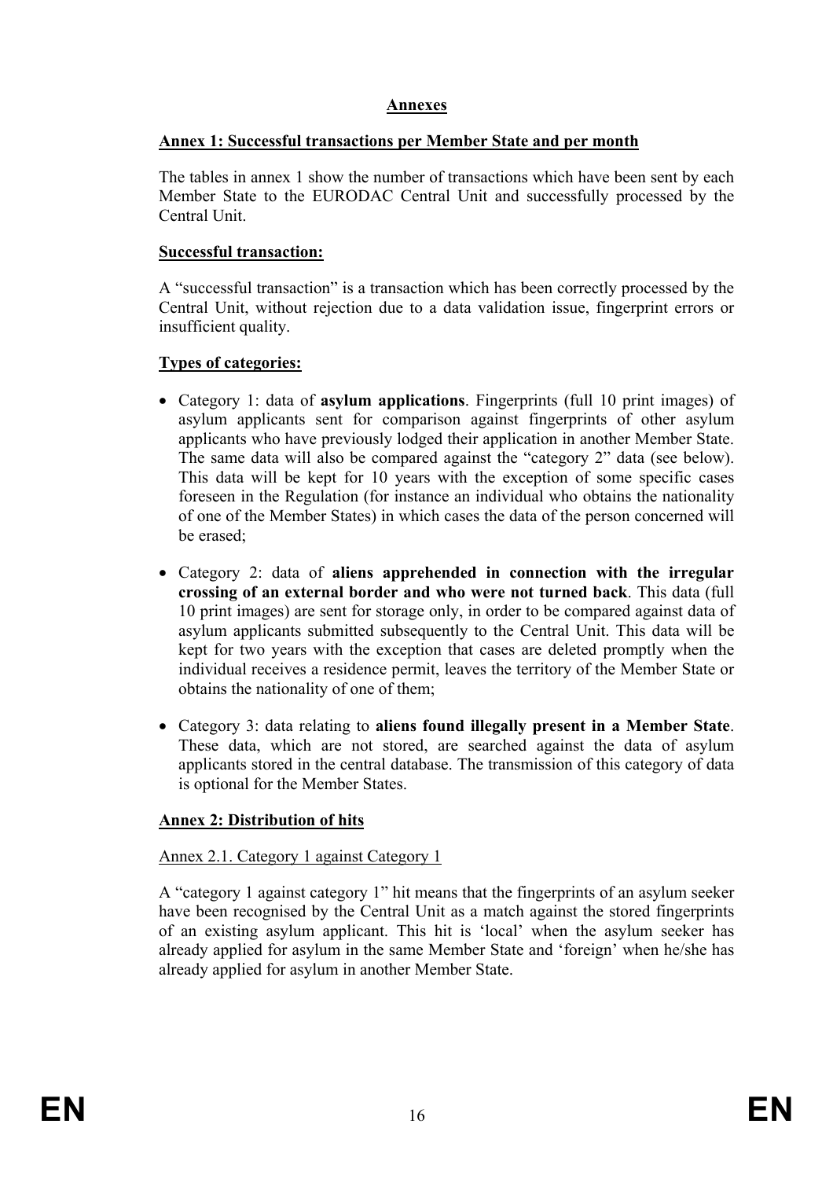# Annexes

## Annex 1: Successful transactions per Member State and per month

The tables in annex 1 show the number of transactions which have been sent by each Member State to the EURODAC Central Unit and successfully processed by the Central Unit.

### Successful transaction:

A "successful transaction" is a transaction which has been correctly processed by the Central Unit, without rejection due to a data validation issue, fingerprint errors or insufficient quality.

### Types of categories:

- Category 1: data of **asylum applications**. Fingerprints (full 10 print images) of asylum applicants sent for comparison against fingerprints of other asylum applicants who have previously lodged their application in another Member State. The same data will also be compared against the "category 2" data (see below). This data will be kept for 10 years with the exception of some specific cases foreseen in the Regulation (for instance an individual who obtains the nationality of one of the Member States) in which cases the data of the person concerned will be erased;
- Category 2: data of **aliens apprehended in connection with the irregular crossing of an external border and who were not turned back**. This data (full 10 print images) are sent for storage only, in order to be compared against data of asylum applicants submitted subsequently to the Central Unit. This data will be kept for two years with the exception that cases are deleted promptly when the individual receives a residence permit, leaves the territory of the Member State or obtains the nationality of one of them;
- Category 3: data relating to **aliens found illegally present in a Member State**. These data, which are not stored, are searched against the data of asylum applicants stored in the central database. The transmission of this category of data is optional for the Member States.

## Annex 2: Distribution of hits

Annex 2.1. Category 1 against Category 1

A "category 1 against category 1" hit means that the fingerprints of an asylum seeker have been recognised by the Central Unit as a match against the stored fingerprints of an existing asylum applicant. This hit is 'local' when the asylum seeker has already applied for asylum in the same Member State and 'foreign' when he/she has already applied for asylum in another Member State.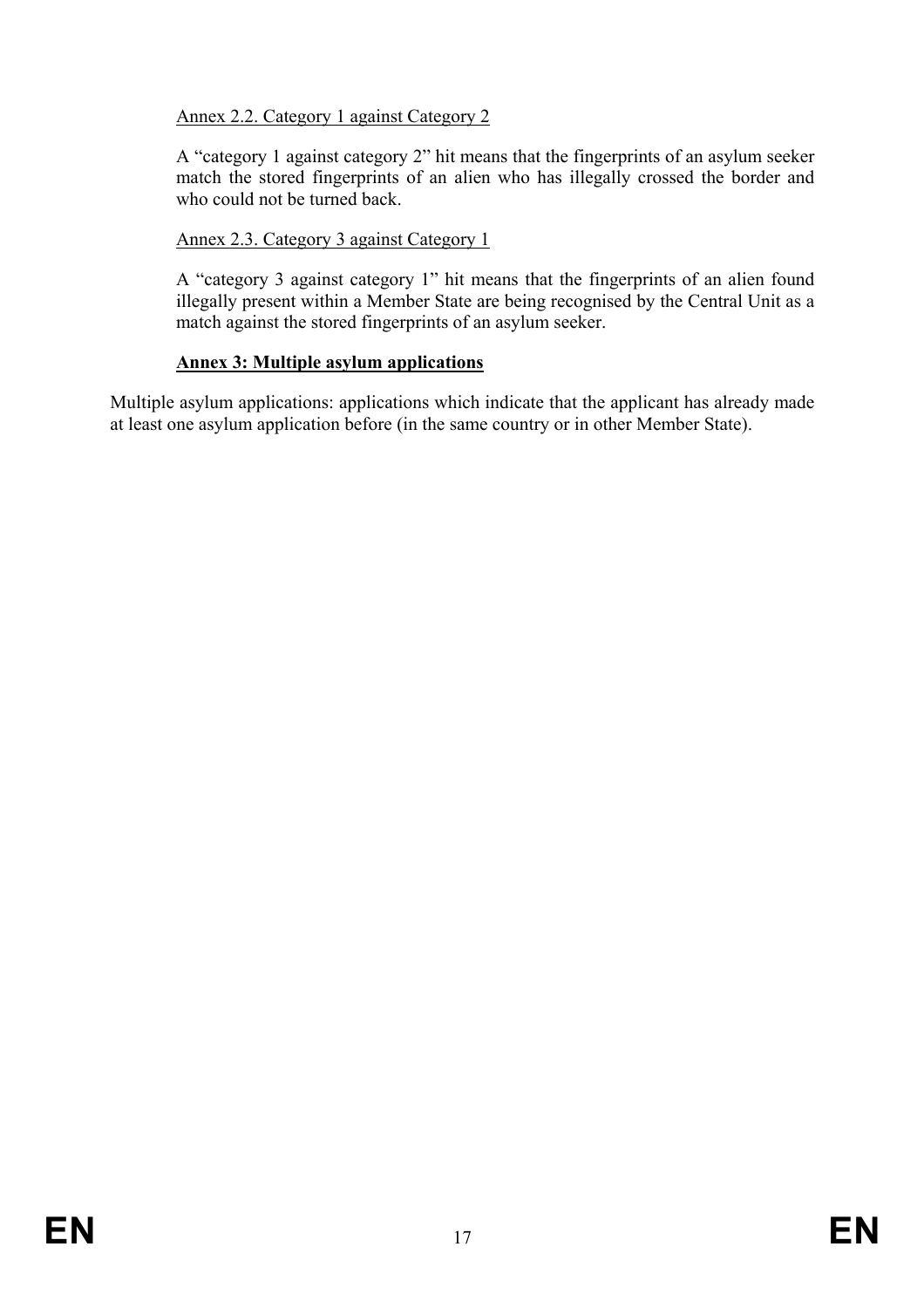Annex 2.2. Category 1 against Category 2

A "category 1 against category 2" hit means that the fingerprints of an asylum seeker match the stored fingerprints of an alien who has illegally crossed the border and who could not be turned back.

Annex 2.3. Category 3 against Category 1

A "category 3 against category 1" hit means that the fingerprints of an alien found illegally present within a Member State are being recognised by the Central Unit as a match against the stored fingerprints of an asylum seeker.

## Annex 3: Multiple asylum applications

Multiple asylum applications: applications which indicate that the applicant has already made at least one asylum application before (in the same country or in other Member State).